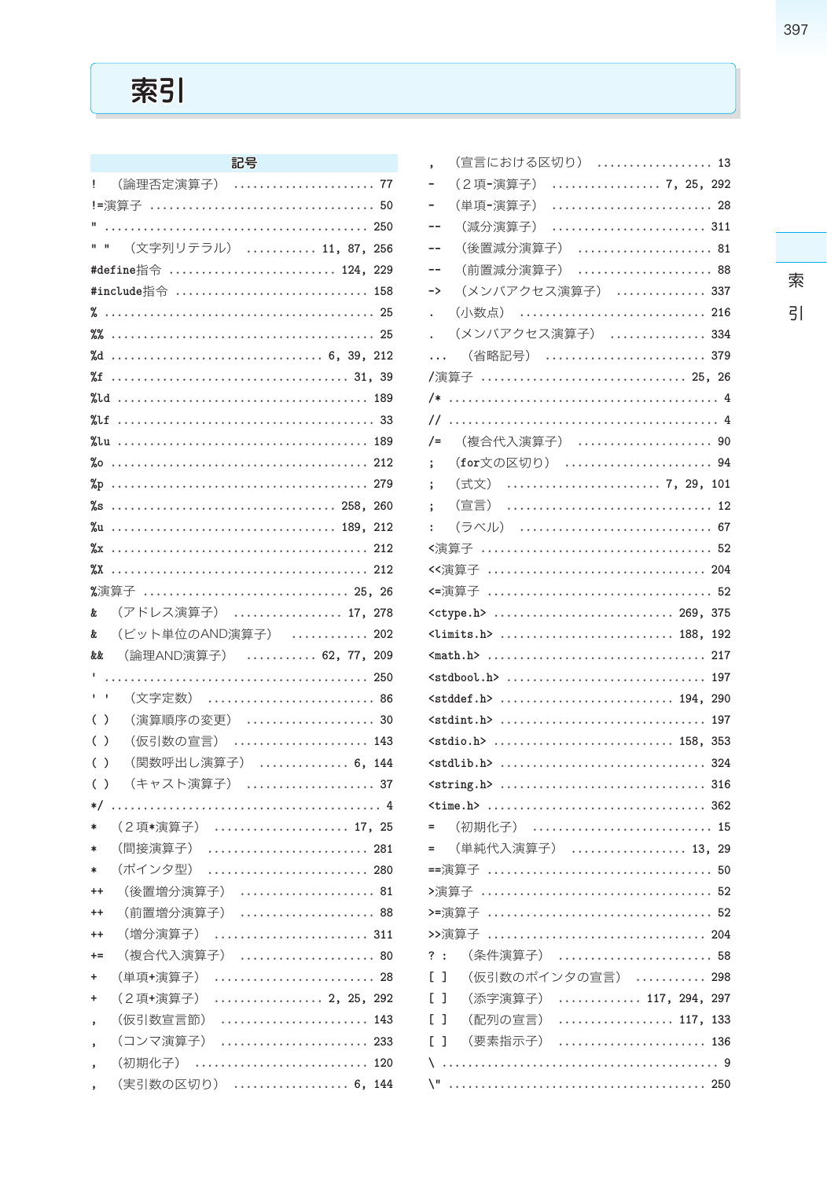# 索引

## 記号

! （論理否定演算子） ........ 77
!=演算子 ........ 50
" ........ 250
" " （文字列リテラル） ........ 11, 87, 256
#define指令 ........ 124, 229
#include指令 ........ 158
% ........ 25
%% ........ 25
%d ........ 6, 39, 212
%f ........ 31, 39
%ld ........ 189
%lf ........ 33
%lu ........ 189
%o ........ 212
%p ........ 279
%s ........ 258, 260
%u ........ 189, 212
%x ........ 212
%X ........ 212
%演算子 ........ 25, 26
& （アドレス演算子） ........ 17, 278
& （ビット単位のAND演算子） ........ 202
&& （論理AND演算子） ........ 62, 77, 209
' ........ 250
' ' （文字定数） ........ 86
( ) （演算順序の変更） ........ 30
( ) （仮引数の宣言） ........ 143
( ) （関数呼出し演算子） ........ 6, 144
( ) （キャスト演算子） ........ 37
*/ ........ 4
* （2項*演算子） ........ 17, 25
* （間接演算子） ........ 281
* （ポインタ型） ........ 280
++ （後置増分演算子） ........ 81
++ （前置増分演算子） ........ 88
++ （増分演算子） ........ 311
+= （複合代入演算子） ........ 80
+ （単項+演算子） ........ 28
+ （2項+演算子） ........ 2, 25, 292
, （仮引数宣言節） ........ 143
, （コンマ演算子） ........ 233
, （初期化子） ........ 120
, （実引数の区切り） ........ 6, 144
, （宣言における区切り） ........ 13
- （2項-演算子） ........ 7, 25, 292
- （単項-演算子） ........ 28
-- （減分演算子） ........ 311
-- （後置減分演算子） ........ 81
-- （前置減分演算子） ........ 88
-> （メンバアクセス演算子） ........ 337
. （小数点） ........ 216
. （メンバアクセス演算子） ........ 334
... （省略記号） ........ 379
/演算子 ........ 25, 26
/* ........ 4
// ........ 4
/= （複合代入演算子） ........ 90
; （for文の区切り） ........ 94
; （式文） ........ 7, 29, 101
; （宣言） ........ 12
: （ラベル） ........ 67
<演算子 ........ 52
<<演算子 ........ 204
<=演算子 ........ 52
<ctype.h> ........ 269, 375
<limits.h> ........ 188, 192
<math.h> ........ 217
<stdbool.h> ........ 197
<stddef.h> ........ 194, 290
<stdint.h> ........ 197
<stdio.h> ........ 158, 353
<stdlib.h> ........ 324
<string.h> ........ 316
<time.h> ........ 362
= （初期化子） ........ 15
= （単純代入演算子） ........ 13, 29
==演算子 ........ 50
>演算子 ........ 52
>=演算子 ........ 52
>>演算子 ........ 204
? : （条件演算子） ........ 58
[ ] （仮引数のポインタの宣言） ........ 298
[ ] （添字演算子） ........ 117, 294, 297
[ ] （配列の宣言） ........ 117, 133
[ ] （要素指示子） ........ 136
\ ........ 9
\" ........ 250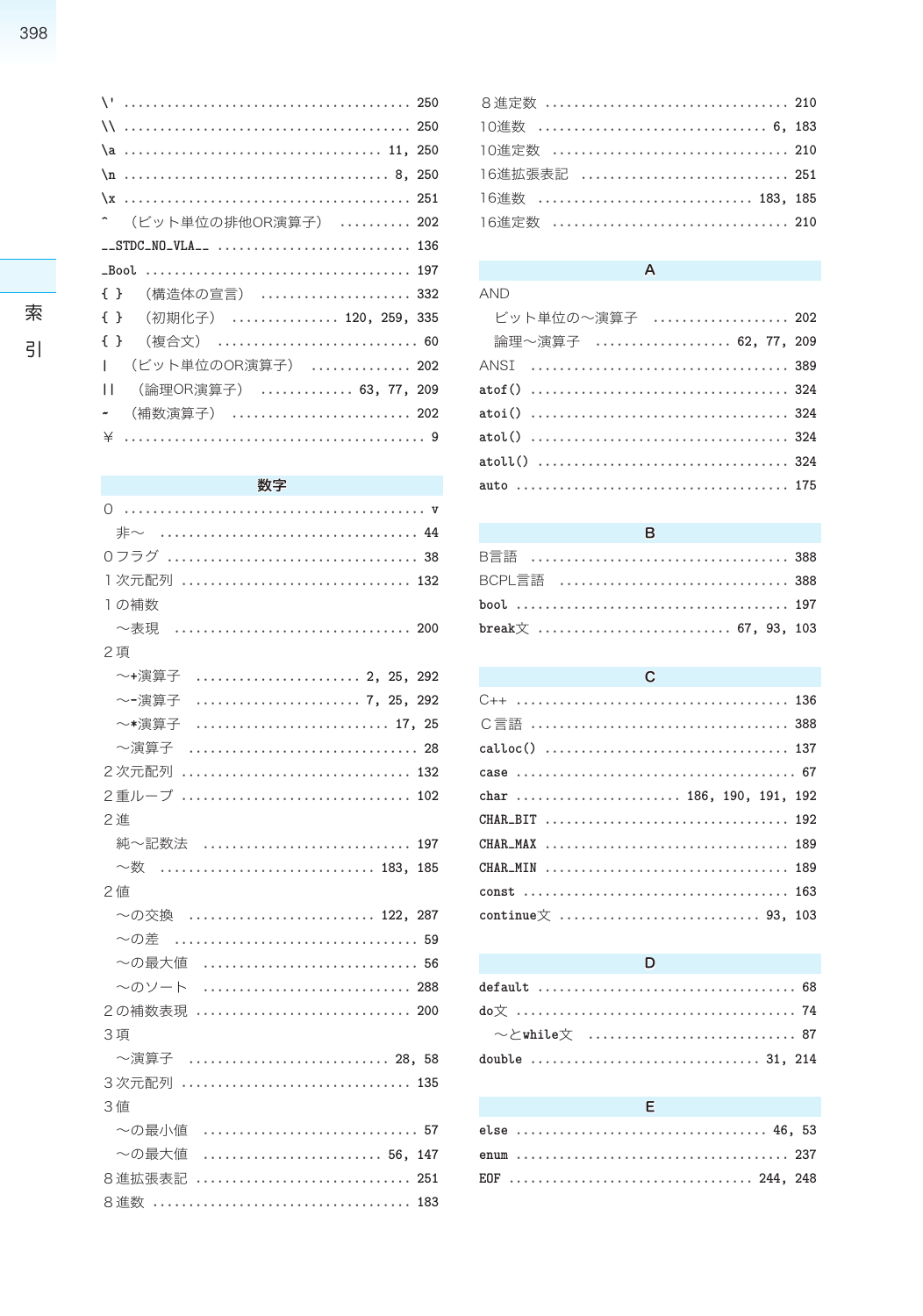\' ........................................ 250

\\ ........................................ 250

\a .................................... 11, 250

\n ..................................... 8, 250

\x ........................................ 251

^ （ビット単位の排他OR演算子） .......... 202

__STDC_NO_VLA__ .......................... 136

_Bool .................................... 197

{ } （構造体の宣言） .................... 332

{ } （初期化子） ............... 120, 259, 335

{ } （複合文） ........................... 60

| （ビット単位のOR演算子） .............. 202

|| （論理OR演算子） ............. 63, 77, 209

~ （補数演算子） ........................ 202

¥ ........................................... 9

## 数字

0 ........................................... v

　非～ .................................... 44

0フラグ .................................. 38

1次元配列 ............................... 132

1の補数

　～表現 ................................. 200

2項

　～+演算子 ...................... 2, 25, 292

　～-演算子 ...................... 7, 25, 292

　～*演算子 .......................... 17, 25

　～演算子 ............................... 28

2次元配列 ............................... 132

2重ループ ............................... 102

2進

　純～記数法 ............................ 197

　～数 ............................. 183, 185

2値

　～の交換 ......................... 122, 287

　～の差 .................................. 59

　～の最大値 ............................. 56

　～のソート ............................ 288

2の補数表現 ............................ 200

3項

　～演算子 .......................... 28, 58

3次元配列 ............................... 135

3値

　～の最小値 ............................. 57

　～の最大値 ........................ 56, 147

8進拡張表記 ............................ 251

8進数 .................................... 183

8進定数 ................................. 210

10進数 ............................... 6, 183

10進定数 ................................ 210

16進拡張表記 ........................... 251

16進数 ............................. 183, 185

16進定数 ................................ 210

## A

AND

　ビット単位の～演算子 ................ 202

　論理～演算子 .................. 62, 77, 209

ANSI ..................................... 389

atof() ................................... 324

atoi() ................................... 324

atol() ................................... 324

atoll() .................................. 324

auto ..................................... 175

## B

B言語 .................................... 388

BCPL言語 ................................ 388

bool ..................................... 197

break文 ......................... 67, 93, 103

## C

C++ ...................................... 136

C言語 .................................... 388

calloc() ................................. 137

case ...................................... 67

char ....................... 186, 190, 191, 192

CHAR_BIT ................................ 192

CHAR_MAX ................................ 189

CHAR_MIN ................................ 189

const .................................... 163

continue文 ........................... 93, 103

## D

default ................................... 68

do文 ...................................... 74

　～とwhile文 ............................ 87

double ............................... 31, 214

## E

else .................................. 46, 53

enum ..................................... 237

EOF ................................. 244, 248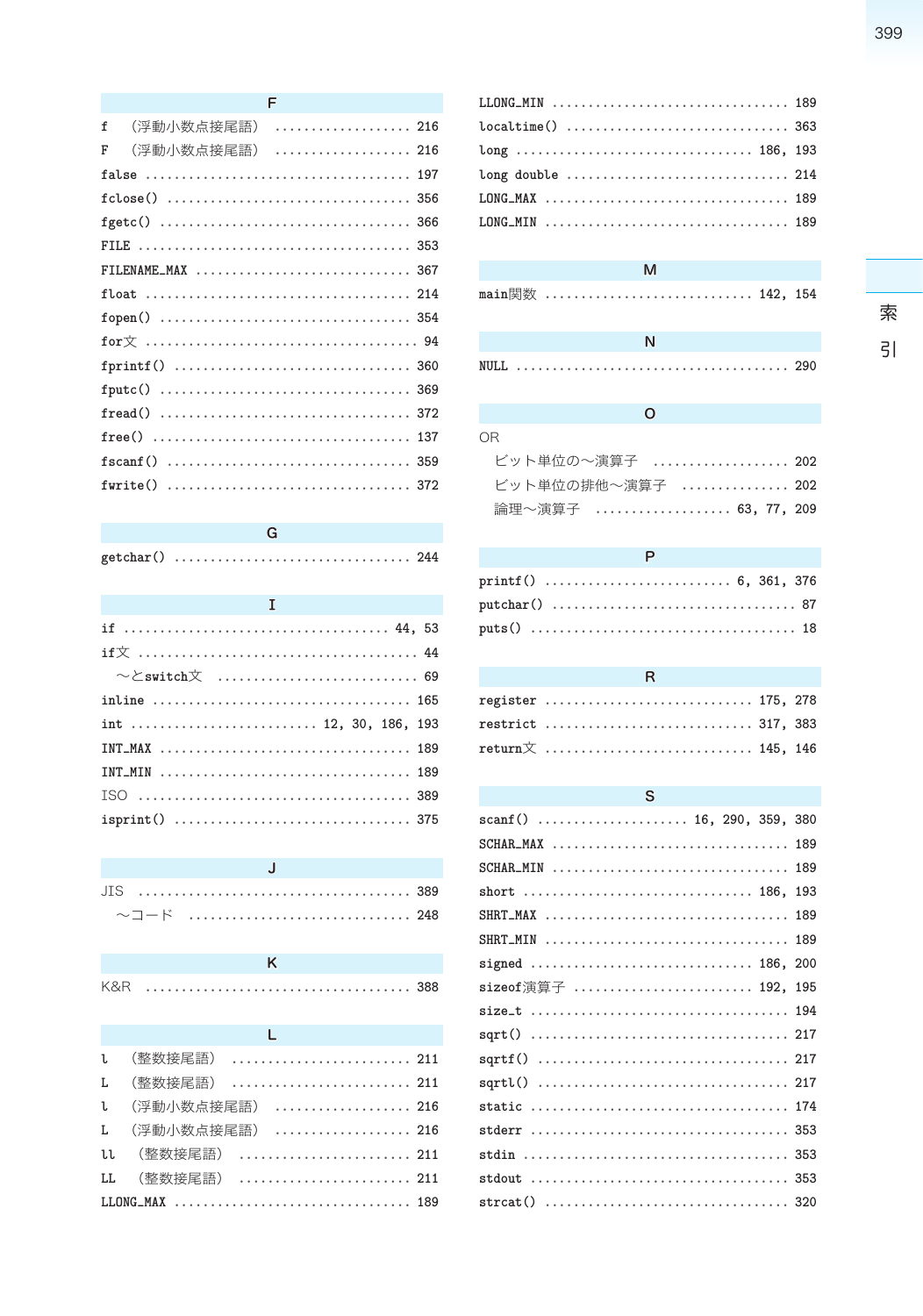## F

f （浮動小数点接尾語） ................... 216
F （浮動小数点接尾語） ................... 216
false ................................... 197
fclose() ................................ 356
fgetc() ................................. 366
FILE .................................... 353
FILENAME_MAX ............................ 367
float ................................... 214
fopen() ................................. 354
for文 .................................... 94
fprintf() ............................... 360
fputc() ................................. 369
fread() ................................. 372
free() .................................. 137
fscanf() ................................ 359
fwrite() ................................ 372

## G

getchar() ............................... 244

## I

if ................................... 44, 53
if文 ..................................... 44
　～とswitch文 ........................... 69
inline .................................. 165
int ...................... 12, 30, 186, 193
INT_MAX ................................. 189
INT_MIN ................................. 189
ISO ..................................... 389
isprint() ............................... 375

## J

JIS ..................................... 389
　～コード .............................. 248

## K

K&R ..................................... 388

## L

l （整数接尾語） ........................ 211
L （整数接尾語） ........................ 211
l （浮動小数点接尾語） .................. 216
L （浮動小数点接尾語） .................. 216
ll （整数接尾語） ....................... 211
LL （整数接尾語） ....................... 211
LLONG_MAX ............................... 189
LLONG_MIN ............................... 189
localtime() ............................. 363
long ................................ 186, 193
long double ............................. 214
LONG_MAX ................................ 189
LONG_MIN ................................ 189

## M

main関数 ............................ 142, 154

## N

NULL .................................... 290

## O

OR
　ビット単位の～演算子 .................. 202
　ビット単位の排他～演算子 .............. 202
　論理～演算子 .................... 63, 77, 209

## P

printf() ....................... 6, 361, 376
putchar() ................................ 87
puts() ................................... 18

## R

register ............................ 175, 278
restrict ............................ 317, 383
return文 ............................ 145, 146

## S

scanf() ................... 16, 290, 359, 380
SCHAR_MAX ............................... 189
SCHAR_MIN ............................... 189
short ............................... 186, 193
SHRT_MAX ................................ 189
SHRT_MIN ................................ 189
signed .............................. 186, 200
sizeof演算子 ........................ 192, 195
size_t .................................. 194
sqrt() .................................. 217
sqrtf() ................................. 217
sqrtl() ................................. 217
static .................................. 174
stderr .................................. 353
stdin ................................... 353
stdout .................................. 353
strcat() ................................ 320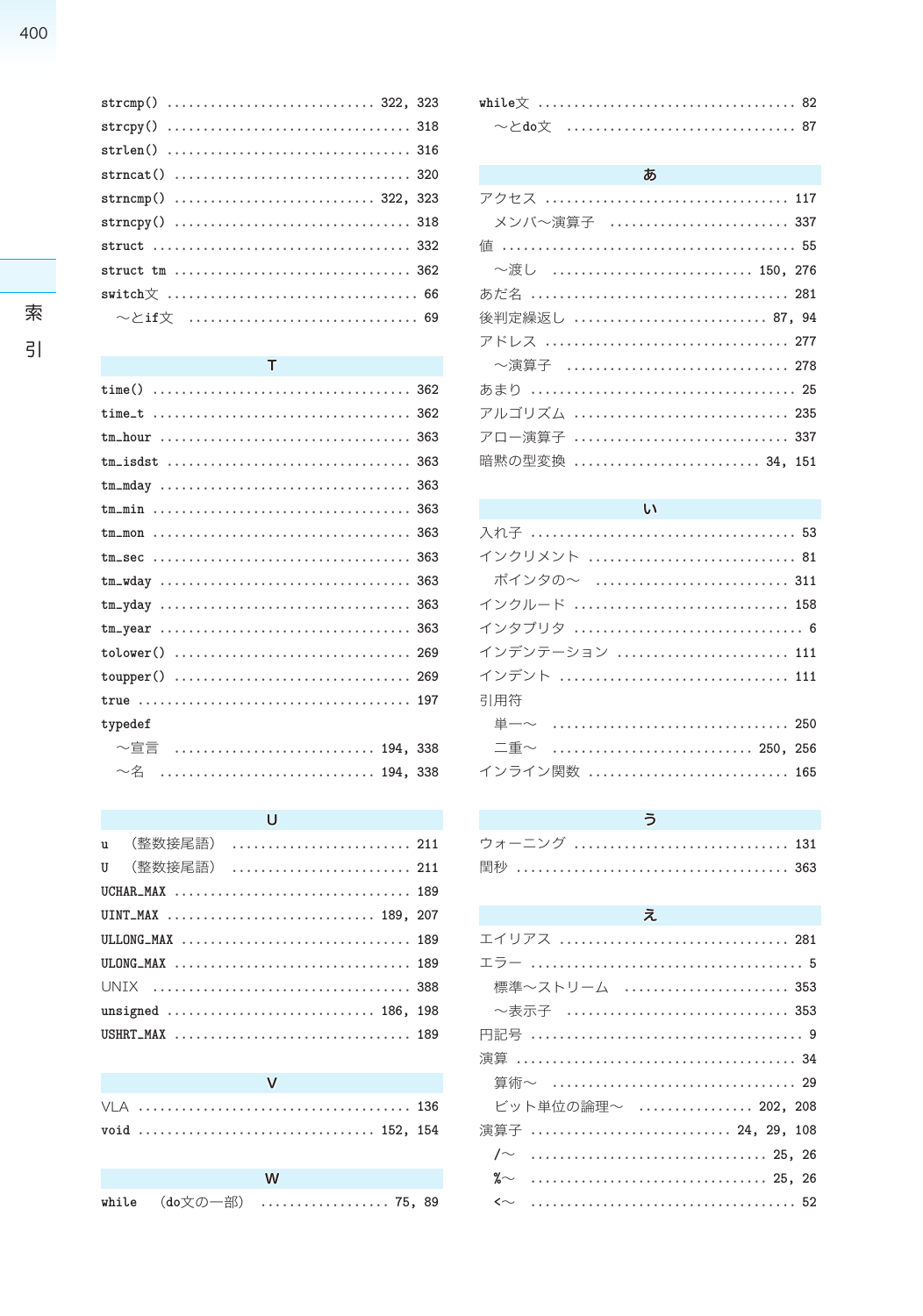strcmp() ............................ 322, 323
strcpy() ................................ 318
strlen() ................................ 316
strncat() ............................... 320
strncmp() ........................... 322, 323
strncpy() ............................... 318
struct .................................. 332
struct tm ............................... 362
switch文 ................................. 66
　～とif文 ................................ 69

## T

time() .................................. 362
time_t .................................. 362
tm_hour ................................. 363
tm_isdst ................................ 363
tm_mday ................................. 363
tm_min .................................. 363
tm_mon .................................. 363
tm_sec .................................. 363
tm_wday ................................. 363
tm_yday ................................. 363
tm_year ................................. 363
tolower() ............................... 269
toupper() ............................... 269
true .................................... 197
typedef
　～宣言 ........................... 194, 338
　～名 ............................. 194, 338

## U

u （整数接尾語） ........................ 211
U （整数接尾語） ........................ 211
UCHAR_MAX ............................... 189
UINT_MAX ........................... 189, 207
ULLONG_MAX .............................. 189
ULONG_MAX ............................... 189
UNIX .................................... 388
unsigned ........................... 186, 198
USHRT_MAX ............................... 189

## V

VLA ..................................... 136
void ............................... 152, 154

## W

while （do文の一部） ................. 75, 89
while文 .................................. 82
　～とdo文 ................................ 87

## あ

アクセス ................................ 117
　メンバ～演算子 ........................ 337
値 ........................................ 55
　～渡し ........................... 150, 276
あだ名 .................................. 281
後判定繰返し ........................ 87, 94
アドレス ................................ 277
　～演算子 .............................. 278
あまり .................................... 25
アルゴリズム ............................ 235
アロー演算子 ............................ 337
暗黙の型変換 ........................ 34, 151

## い

入れ子 .................................... 53
インクリメント ............................ 81
　ポインタの～ .......................... 311
インクルード ............................ 158
インタプリタ ............................... 6
インデンテーション ...................... 111
インデント .............................. 111
引用符
　単一～ ................................ 250
　二重～ ........................... 250, 256
インライン関数 .......................... 165

## う

ウォーニング ............................ 131
閏秒 .................................... 363

## え

エイリアス .............................. 281
エラー ...................................... 5
　標準～ストリーム ...................... 353
　～表示子 .............................. 353
円記号 ...................................... 9
演算 ...................................... 34
　算術～ .................................. 29
　ビット単位の論理～ ............... 202, 208
演算子 ......................... 24, 29, 108
　/～ ................................ 25, 26
　%～ ................................ 25, 26
　<～ ...................................... 52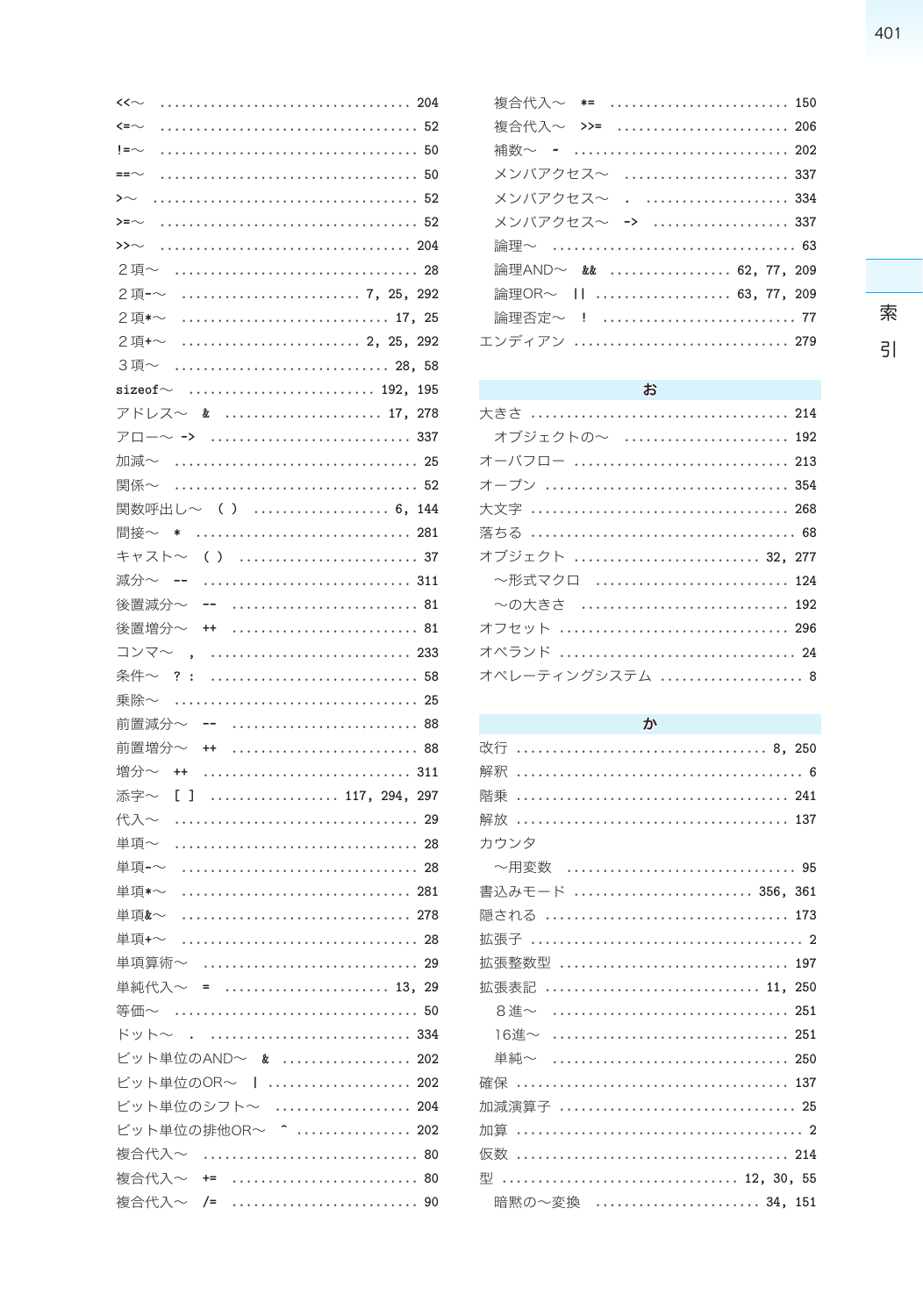<<〜 ................................... 204
<=〜 ................................... 52
!=〜 ................................... 50
==〜 ................................... 50
>〜 ..................................... 52
>=〜 ................................... 52
>>〜 ................................... 204
２項〜 ................................. 28
２項-〜 ......................... 7, 25, 292
２項*〜 ............................ 17, 25
２項+〜 ......................... 2, 25, 292
３項〜 ............................. 28, 58
sizeof〜 ......................... 192, 195
アドレス〜 & ...................... 17, 278
アロー〜 -> ........................... 337
加減〜 ................................. 25
関係〜 ................................. 52
関数呼出し〜 ( ) .................. 6, 144
間接〜 * ............................. 281
キャスト〜 ( ) ........................ 37
減分〜 -- ............................ 311
後置減分〜 -- ......................... 81
後置増分〜 ++ ......................... 81
コンマ〜 , ........................... 233
条件〜 ? : ............................ 58
乗除〜 ................................. 25
前置減分〜 -- ......................... 88
前置増分〜 ++ ......................... 88
増分〜 ++ ............................ 311
添字〜 [ ] ................. 117, 294, 297
代入〜 ................................. 29
単項〜 ................................. 28
単項-〜 ................................ 28
単項*〜 ............................... 281
単項&〜 ............................... 278
単項+〜 ................................ 28
単項算術〜 ............................. 29
単純代入〜 = ...................... 13, 29
等価〜 ................................. 50
ドット〜 . ........................... 334
ビット単位のAND〜 & ................. 202
ビット単位のOR〜 | .................... 202
ビット単位のシフト〜 .................. 204
ビット単位の排他OR〜 ^ ................ 202
複合代入〜 ............................. 80
複合代入〜 += ......................... 80
複合代入〜 /= ......................... 90
複合代入〜 *= ........................ 150
複合代入〜 >>= ....................... 206
補数〜 ~ ............................. 202
メンバアクセス〜 ...................... 337
メンバアクセス〜 . .................... 334
メンバアクセス〜 -> ................... 337
論理〜 ................................. 63
論理AND〜 && ................ 62, 77, 209
論理OR〜 || ................. 63, 77, 209
論理否定〜 ! .......................... 77
エンディアン .......................... 279

## お

大きさ ................................ 214
オブジェクトの〜 ...................... 192
オーバフロー .......................... 213
オープン .............................. 354
大文字 ................................ 268
落ちる ................................. 68
オブジェクト ..................... 32, 277
〜形式マクロ .......................... 124
〜の大きさ ............................ 192
オフセット ............................ 296
オペランド ............................. 24
オペレーティングシステム ................ 8

## か

改行 ................................ 8, 250
解釈 .................................... 6
階乗 .................................. 241
解放 .................................. 137
カウンタ
〜用変数 ............................... 95
書込みモード ..................... 356, 361
隠される .............................. 173
拡張子 .................................. 2
拡張整数型 ............................ 197
拡張表記 ......................... 11, 250
８進〜 ................................ 251
16進〜 ................................ 251
単純〜 ................................ 250
確保 .................................. 137
加減演算子 ............................. 25
加算 .................................... 2
仮数 .................................. 214
型 ........................... 12, 30, 55
暗黙の〜変換 ..................... 34, 151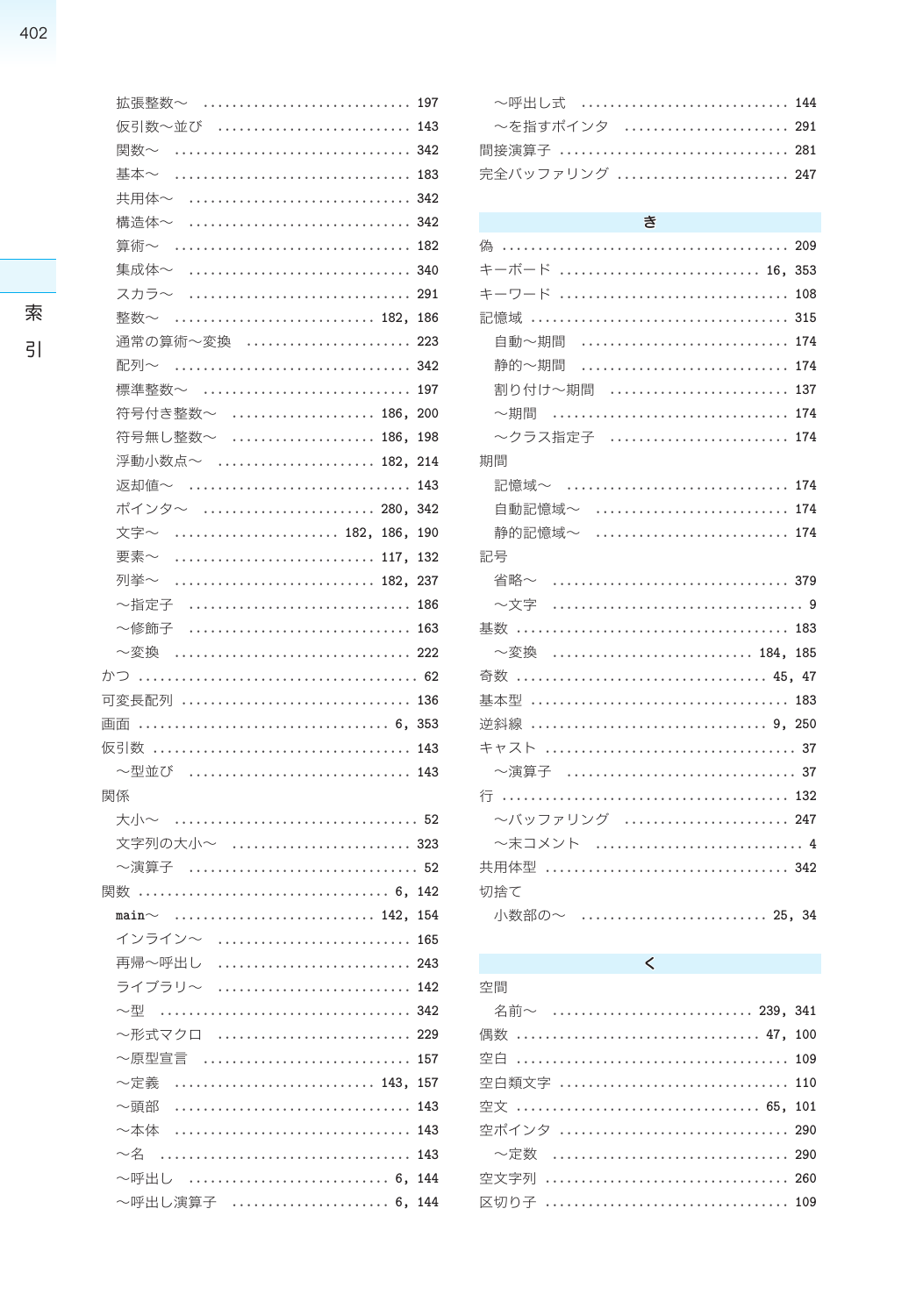拡張整数～ ..... 197
仮引数～並び ..... 143
関数～ ..... 342
基本～ ..... 183
共用体～ ..... 342
構造体～ ..... 342
算術～ ..... 182
集成体～ ..... 340
スカラ～ ..... 291
整数～ ..... 182, 186
通常の算術～変換 ..... 223
配列～ ..... 342
標準整数～ ..... 197
符号付き整数～ ..... 186, 200
符号無し整数～ ..... 186, 198
浮動小数点～ ..... 182, 214
返却値～ ..... 143
ポインタ～ ..... 280, 342
文字～ ..... 182, 186, 190
要素～ ..... 117, 132
列挙～ ..... 182, 237
～指定子 ..... 186
～修飾子 ..... 163
～変換 ..... 222

かつ ..... 62
可変長配列 ..... 136
画面 ..... 6, 353
仮引数 ..... 143
～型並び ..... 143

関係
大小～ ..... 52
文字列の大小～ ..... 323
～演算子 ..... 52

関数 ..... 6, 142
**main**～ ..... 142, 154
インライン～ ..... 165
再帰～呼出し ..... 243
ライブラリ～ ..... 142
～型 ..... 342
～形式マクロ ..... 229
～原型宣言 ..... 157
～定義 ..... 143, 157
～頭部 ..... 143
～本体 ..... 143
～名 ..... 143
～呼出し ..... 6, 144
～呼出し演算子 ..... 6, 144
～呼出し式 ..... 144
～を指すポインタ ..... 291

間接演算子 ..... 281
完全バッファリング ..... 247

## き

偽 ..... 209
キーボード ..... 16, 353
キーワード ..... 108
記憶域 ..... 315
自動～期間 ..... 174
静的～期間 ..... 174
割り付け～期間 ..... 137
～期間 ..... 174
～クラス指定子 ..... 174

期間
記憶域～ ..... 174
自動記憶域～ ..... 174
静的記憶域～ ..... 174

記号
省略～ ..... 379
～文字 ..... 9

基数 ..... 183
～変換 ..... 184, 185

奇数 ..... 45, 47
基本型 ..... 183
逆斜線 ..... 9, 250
キャスト ..... 37
～演算子 ..... 37

行 ..... 132
～バッファリング ..... 247
～末コメント ..... 4

共用体型 ..... 342

切捨て
小数部の～ ..... 25, 34

## く

空間
名前～ ..... 239, 341

偶数 ..... 47, 100
空白 ..... 109
空白類文字 ..... 110
空文 ..... 65, 101
空ポインタ ..... 290
～定数 ..... 290

空文字列 ..... 260
区切り子 ..... 109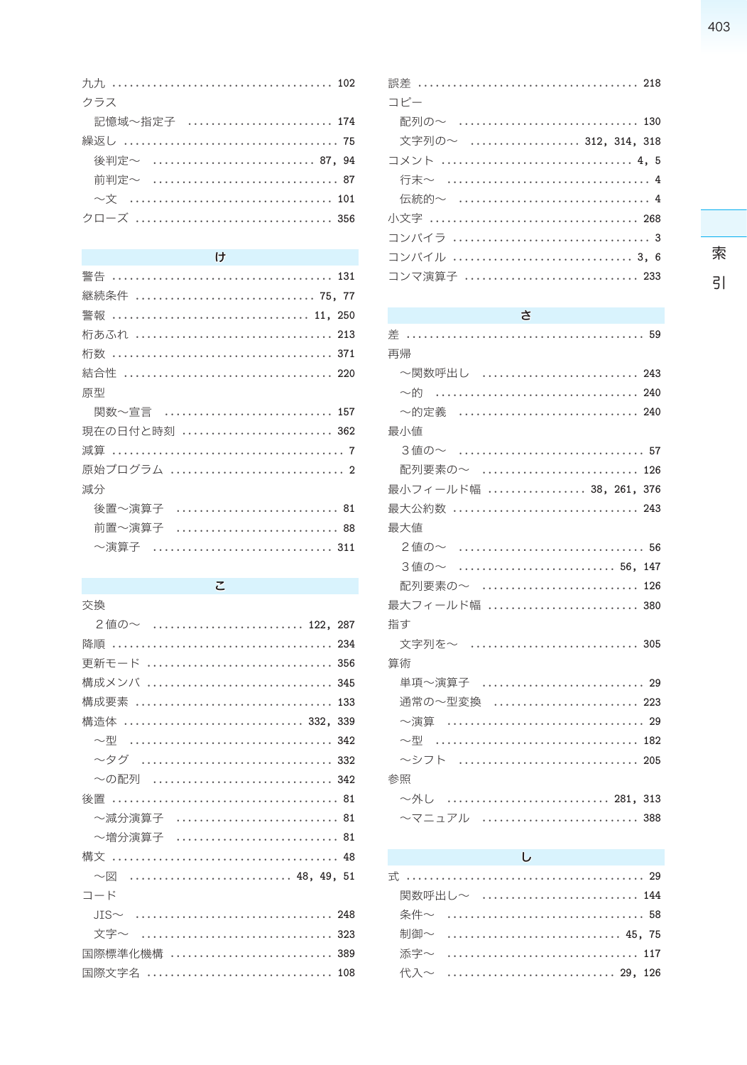九九 …………………………………… 102
クラス
　記憶域～指定子 ……………………… 174
繰返し …………………………………… 75
　後判定～ ……………………… 87，94
　前判定～ ……………………………… 87
　～文 ………………………………… 101
クローズ ……………………………… 356

## け

警告 …………………………………… 131
継続条件 ……………………… 75，77
警報 …………………………… 11，250
桁あふれ ……………………………… 213
桁数 …………………………………… 371
結合性 ………………………………… 220
原型
　関数～宣言 ………………………… 157
現在の日付と時刻 …………………… 362
減算 ………………………………………… 7
原始プログラム ………………………… 2
減分
　後置～演算子 ………………………… 81
　前置～演算子 ………………………… 88
　～演算子 …………………………… 311

## こ

交換
　２値の～ ……………………… 122，287
降順 …………………………………… 234
更新モード …………………………… 356
構成メンバ …………………………… 345
構成要素 ……………………………… 133
構造体 ………………………… 332，339
　～型 ………………………………… 342
　～タグ ……………………………… 332
　～の配列 …………………………… 342
後置 ……………………………………… 81
　～減分演算子 ………………………… 81
　～増分演算子 ………………………… 81
構文 ……………………………………… 48
　～図 ………………………… 48，49，51
コード
　JIS～ ………………………………… 248
　文字～ ……………………………… 323
国際標準化機構 ……………………… 389
国際文字名 …………………………… 108

誤差 …………………………………… 218
コピー
　配列の～ …………………………… 130
　文字列の～ ……………… 312，314，318
コメント ………………………………… 4，5
　行末～ …………………………………… 4
　伝統的～ ………………………………… 4
小文字 ………………………………… 268
コンパイラ ……………………………… 3
コンパイル ……………………………… 3，6
コンマ演算子 ………………………… 233

## さ

差 ………………………………………… 59
再帰
　～関数呼出し ……………………… 243
　～的 ………………………………… 240
　～的定義 …………………………… 240
最小値
　３値の～ ……………………………… 57
　配列要素の～ ……………………… 126
最小フィールド幅 ……………… 38，261，376
最大公約数 …………………………… 243
最大値
　２値の～ ……………………………… 56
　３値の～ ……………………… 56，147
　配列要素の～ ……………………… 126
最大フィールド幅 …………………… 380
指す
　文字列を～ ………………………… 305
算術
　単項～演算子 ………………………… 29
　通常の～型変換 …………………… 223
　～演算 ………………………………… 29
　～型 ………………………………… 182
　～シフト …………………………… 205
参照
　～外し ………………………… 281，313
　～マニュアル ……………………… 388

## し

式 ………………………………………… 29
　関数呼出し～ ……………………… 144
　条件～ ………………………………… 58
　制御～ ………………………… 45，75
　添字～ ……………………………… 117
　代入～ ………………………… 29，126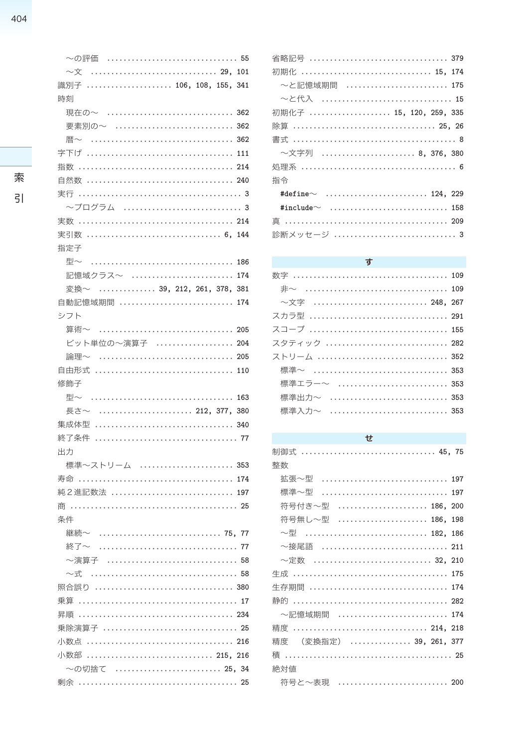～の評価 ……………………………… 55
～文 ……………………………… 29, 101
識別子 ………………… 106, 108, 155, 341
時刻
現在の～ ……………………………… 362
要素別の～ ……………………………… 362
暦～ ……………………………… 362
字下げ ……………………………… 111
指数 ……………………………… 214
自然数 ……………………………… 240
実行 ……………………………… 3
～プログラム ……………………………… 3
実数 ……………………………… 214
実引数 ……………………………… 6, 144
指定子
型～ ……………………………… 186
記憶域クラス～ ……………………………… 174
変換～ …………… 39, 212, 261, 378, 381
自動記憶域期間 ……………………………… 174
シフト
算術～ ……………………………… 205
ビット単位の～演算子 ……………………………… 204
論理～ ……………………………… 205
自由形式 ……………………………… 110
修飾子
型～ ……………………………… 163
長さ～ ……………………… 212, 377, 380
集成体型 ……………………………… 340
終了条件 ……………………………… 77
出力
標準～ストリーム ……………………………… 353
寿命 ……………………………… 174
純２進記数法 ……………………………… 197
商 ……………………………… 25
条件
継続～ ……………………………… 75, 77
終了～ ……………………………… 77
～演算子 ……………………………… 58
～式 ……………………………… 58
照合誤り ……………………………… 380
乗算 ……………………………… 17
昇順 ……………………………… 234
乗除演算子 ……………………………… 25
小数点 ……………………………… 216
小数部 ……………………………… 215, 216
～の切捨て ……………………………… 25, 34
剰余 ……………………………… 25

省略記号 ……………………………… 379
初期化 ……………………………… 15, 174
～と記憶域期間 ……………………………… 175
～と代入 ……………………………… 15
初期化子 ………………… 15, 120, 259, 335
除算 ……………………………… 25, 26
書式 ……………………………… 8
～文字列 ……………………… 8, 376, 380
処理系 ……………………………… 6
指令
`#define`～ ……………………………… 124, 229
`#include`～ ……………………………… 158
真 ……………………………… 209
診断メッセージ ……………………………… 3

## す

数字 ……………………………… 109
非～ ……………………………… 109
～文字 ……………………………… 248, 267
スカラ型 ……………………………… 291
スコープ ……………………………… 155
スタティック ……………………………… 282
ストリーム ……………………………… 352
標準～ ……………………………… 353
標準エラー～ ……………………………… 353
標準出力～ ……………………………… 353
標準入力～ ……………………………… 353

## せ

制御式 ……………………………… 45, 75
整数
拡張～型 ……………………………… 197
標準～型 ……………………………… 197
符号付き～型 ……………………………… 186, 200
符号無し～型 ……………………………… 186, 198
～型 ……………………………… 182, 186
～接尾語 ……………………………… 211
～定数 ……………………………… 32, 210
生成 ……………………………… 175
生存期間 ……………………………… 174
静的 ……………………………… 282
～記憶域期間 ……………………………… 174
精度 ……………………………… 214, 218
精度　（変換指定） …………… 39, 261, 377
積 ……………………………… 25
絶対値
符号と～表現 ……………………………… 200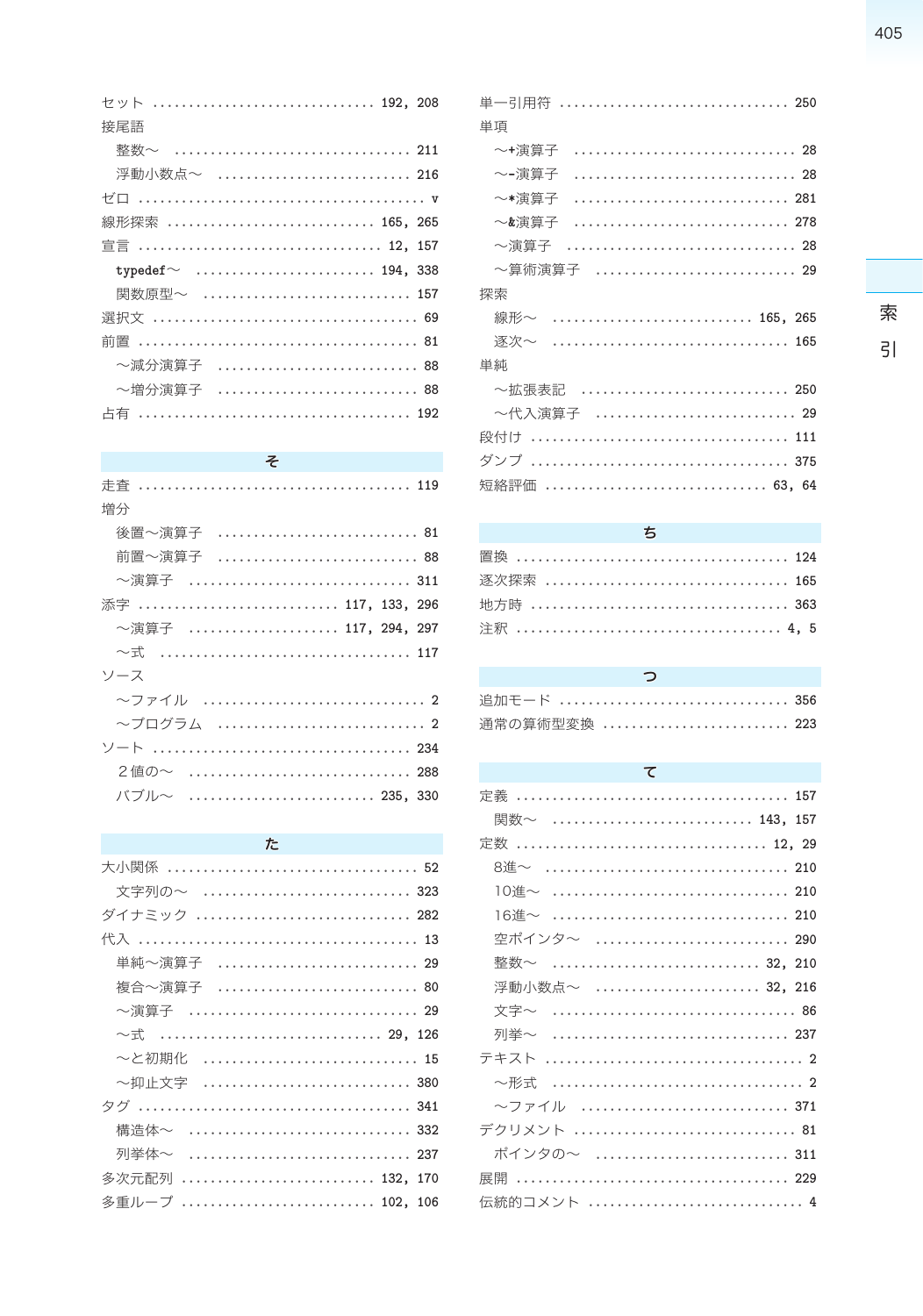セット ………………………… 192, 208
接尾語
　整数〜 ………………………… 211
　浮動小数点〜 ………………………… 216
ゼロ ………………………… v
線形探索 ………………………… 165, 265
宣言 ………………………… 12, 157
　typedef〜 ………………………… 194, 338
　関数原型〜 ………………………… 157
選択文 ………………………… 69
前置 ………………………… 81
　〜減分演算子 ………………………… 88
　〜増分演算子 ………………………… 88
占有 ………………………… 192

## そ

走査 ………………………… 119
増分
　後置〜演算子 ………………………… 81
　前置〜演算子 ………………………… 88
　〜演算子 ………………………… 311
添字 ………………………… 117, 133, 296
　〜演算子 ………………………… 117, 294, 297
　〜式 ………………………… 117
ソース
　〜ファイル ………………………… 2
　〜プログラム ………………………… 2
ソート ………………………… 234
　２値の〜 ………………………… 288
　バブル〜 ………………………… 235, 330

## た

大小関係 ………………………… 52
　文字列の〜 ………………………… 323
ダイナミック ………………………… 282
代入 ………………………… 13
　単純〜演算子 ………………………… 29
　複合〜演算子 ………………………… 80
　〜演算子 ………………………… 29
　〜式 ………………………… 29, 126
　〜と初期化 ………………………… 15
　〜抑止文字 ………………………… 380
タグ ………………………… 341
　構造体〜 ………………………… 332
　列挙体〜 ………………………… 237
多次元配列 ………………………… 132, 170
多重ループ ………………………… 102, 106

単一引用符 ………………………… 250
単項
　〜+演算子 ………………………… 28
　〜-演算子 ………………………… 28
　〜*演算子 ………………………… 281
　〜&演算子 ………………………… 278
　〜演算子 ………………………… 28
　〜算術演算子 ………………………… 29
探索
　線形〜 ………………………… 165, 265
　逐次〜 ………………………… 165
単純
　〜拡張表記 ………………………… 250
　〜代入演算子 ………………………… 29
段付け ………………………… 111
ダンプ ………………………… 375
短絡評価 ………………………… 63, 64

## ち

置換 ………………………… 124
逐次探索 ………………………… 165
地方時 ………………………… 363
注釈 ………………………… 4, 5

## つ

追加モード ………………………… 356
通常の算術型変換 ………………………… 223

## て

定義 ………………………… 157
　関数〜 ………………………… 143, 157
定数 ………………………… 12, 29
　8進〜 ………………………… 210
　10進〜 ………………………… 210
　16進〜 ………………………… 210
　空ポインタ〜 ………………………… 290
　整数〜 ………………………… 32, 210
　浮動小数点〜 ………………………… 32, 216
　文字〜 ………………………… 86
　列挙〜 ………………………… 237
テキスト ………………………… 2
　〜形式 ………………………… 2
　〜ファイル ………………………… 371
デクリメント ………………………… 81
　ポインタの〜 ………………………… 311
展開 ………………………… 229
伝統的コメント ………………………… 4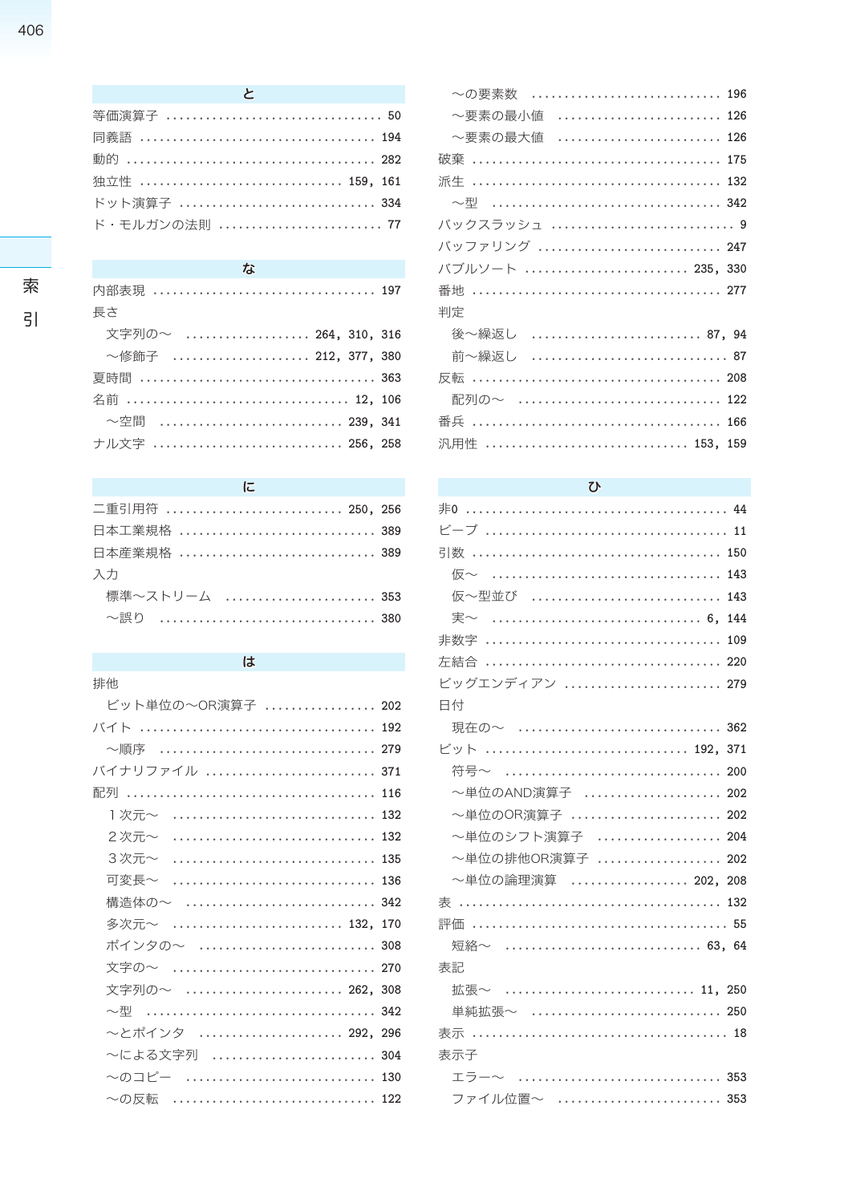## と

等価演算子 ................................ 50
同義語 ................................ 194
動的 ................................ 282
独立性 ................................ 159, 161
ドット演算子 ................................ 334
ド・モルガンの法則 ................................ 77

## な

内部表現 ................................ 197
長さ
　文字列の～ ................................ 264, 310, 316
　～修飾子 ................................ 212, 377, 380
夏時間 ................................ 363
名前 ................................ 12, 106
　～空間 ................................ 239, 341
ナル文字 ................................ 256, 258

## に

二重引用符 ................................ 250, 256
日本工業規格 ................................ 389
日本産業規格 ................................ 389
入力
　標準～ストリーム ................................ 353
　～誤り ................................ 380

## は

排他
　ビット単位の～OR演算子 ................................ 202
バイト ................................ 192
　～順序 ................................ 279
バイナリファイル ................................ 371
配列 ................................ 116
　１次元～ ................................ 132
　２次元～ ................................ 132
　３次元～ ................................ 135
　可変長～ ................................ 136
　構造体の～ ................................ 342
　多次元～ ................................ 132, 170
　ポインタの～ ................................ 308
　文字の～ ................................ 270
　文字列の～ ................................ 262, 308
　～型 ................................ 342
　～とポインタ ................................ 292, 296
　～による文字列 ................................ 304
　～のコピー ................................ 130
　～の反転 ................................ 122
　～の要素数 ................................ 196
　～要素の最小値 ................................ 126
　～要素の最大値 ................................ 126
破棄 ................................ 175
派生 ................................ 132
　～型 ................................ 342
バックスラッシュ ................................ 9
バッファリング ................................ 247
バブルソート ................................ 235, 330
番地 ................................ 277
判定
　後～繰返し ................................ 87, 94
　前～繰返し ................................ 87
反転 ................................ 208
　配列の～ ................................ 122
番兵 ................................ 166
汎用性 ................................ 153, 159

## ひ

非0 ................................ 44
ビープ ................................ 11
引数 ................................ 150
　仮～ ................................ 143
　仮～型並び ................................ 143
　実～ ................................ 6, 144
非数字 ................................ 109
左結合 ................................ 220
ビッグエンディアン ................................ 279
日付
　現在の～ ................................ 362
ビット ................................ 192, 371
　符号～ ................................ 200
　～単位のAND演算子 ................................ 202
　～単位のOR演算子 ................................ 202
　～単位のシフト演算子 ................................ 204
　～単位の排他OR演算子 ................................ 202
　～単位の論理演算 ................................ 202, 208
表 ................................ 132
評価 ................................ 55
　短絡～ ................................ 63, 64
表記
　拡張～ ................................ 11, 250
　単純拡張～ ................................ 250
表示 ................................ 18
表示子
　エラー～ ................................ 353
　ファイル位置～ ................................ 353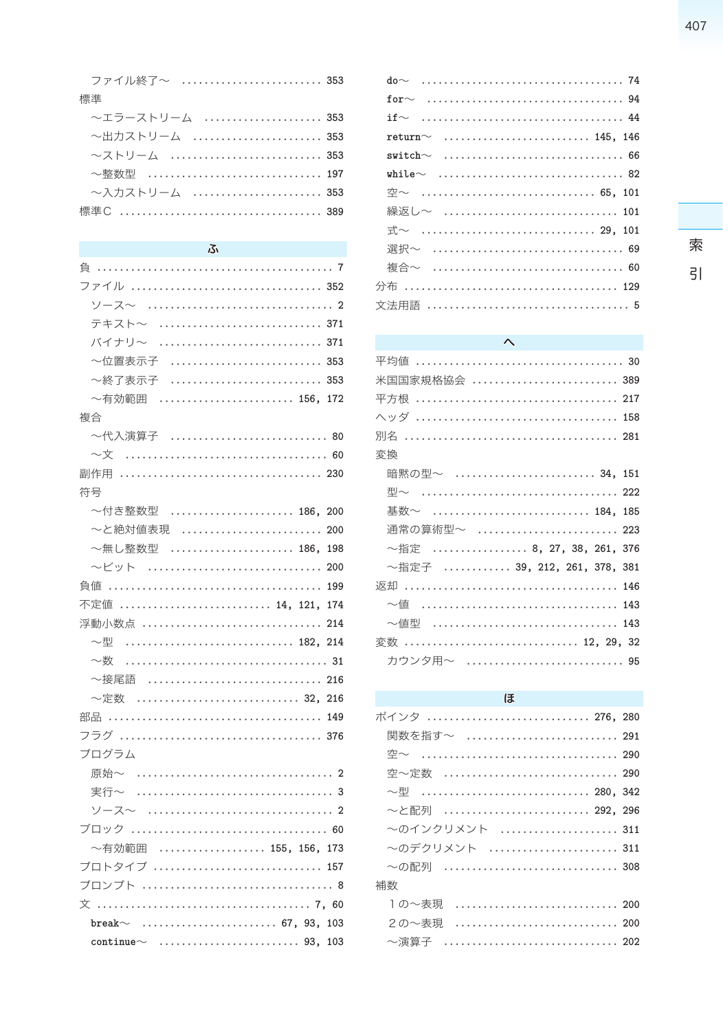ファイル終了〜 ......................... 353

標準

〜エラーストリーム ..................... 353

〜出力ストリーム ...................... 353

〜ストリーム .......................... 353

〜整数型 ............................... 197

〜入力ストリーム ...................... 353

標準C ................................... 389

## ふ

負 ......................................... 7

ファイル ................................. 352

ソース〜 ................................ 2

テキスト〜 ............................ 371

バイナリ〜 ............................ 371

〜位置表示子 .......................... 353

〜終了表示子 .......................... 353

〜有効範囲 ...................... 156, 172

複合

〜代入演算子 ........................... 80

〜文 ..................................... 60

副作用 ................................... 230

符号

〜付き整数型 .................... 186, 200

〜と絶対値表現 ........................ 200

〜無し整数型 .................... 186, 198

〜ビット .............................. 200

負値 ..................................... 199

不定値 ..................... 14, 121, 174

浮動小数点 .............................. 214

〜型 ............................ 182, 214

〜数 ..................................... 31

〜接尾語 .............................. 216

〜定数 ........................... 32, 216

部品 ..................................... 149

フラグ ................................... 376

プログラム

原始〜 .................................... 2

実行〜 .................................... 3

ソース〜 ................................ 2

ブロック ................................. 60

〜有効範囲 ................ 155, 156, 173

プロトタイプ ............................ 157

プロンプト ................................ 8

文 ..................................... 7, 60

break〜 ........................ 67, 93, 103

continue〜 ........................ 93, 103

do〜 ...................................... 74

for〜 ..................................... 94

if〜 ...................................... 44

return〜 ......................... 145, 146

switch〜 .................................. 66

while〜 ................................... 82

空〜 ............................. 65, 101

繰返し〜 ................................ 101

式〜 .............................. 29, 101

選択〜 .................................... 69

複合〜 .................................... 60

分布 ...................................... 129

文法用語 .................................... 5

## へ

平均値 ...................................... 30

米国国家規格協会 ........................ 389

平方根 .................................... 217

ヘッダ .................................... 158

別名 ...................................... 281

変換

暗黙の型〜 ...................... 34, 151

型〜 ...................................... 222

基数〜 .......................... 184, 185

通常の算術型〜 ......................... 223

〜指定 ................. 8, 27, 38, 261, 376

〜指定子 ............ 39, 212, 261, 378, 381

返却 ...................................... 146

〜値 ...................................... 143

〜値型 ................................... 143

変数 ............................ 12, 29, 32

カウンタ用〜 ............................ 95

## ほ

ポインタ ......................... 276, 280

関数を指す〜 ............................ 291

空〜 ...................................... 290

空〜定数 ................................ 290

〜型 ............................. 280, 342

〜と配列 ......................... 292, 296

〜のインクリメント ..................... 311

〜のデクリメント ....................... 311

〜の配列 ................................ 308

補数

１の〜表現 .............................. 200

２の〜表現 .............................. 200

〜演算子 ................................. 202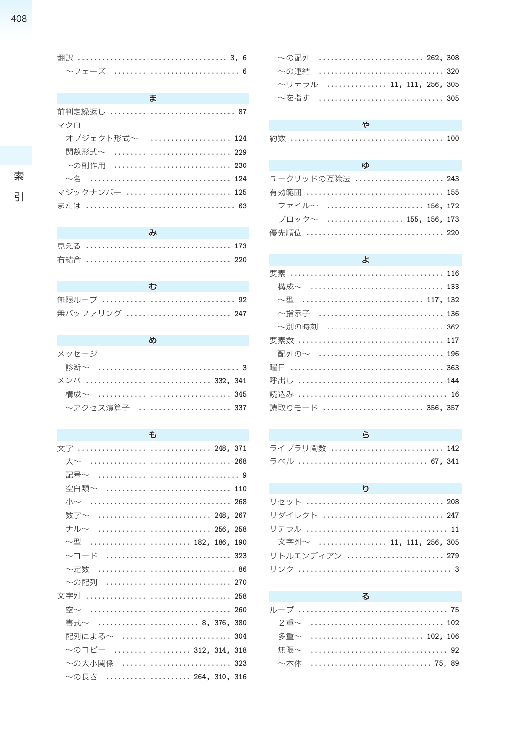翻訳 ………………………………… 3, 6
　～フェーズ ……………………………… 6

## ま

前判定繰返し ……………………………… 87
マクロ
　オブジェクト形式～ …………………… 124
　関数形式～ ……………………………… 229
　～の副作用 ……………………………… 230
　～名 ……………………………………… 124
マジックナンバー ………………………… 125
または ……………………………………… 63

## み

見える ……………………………………… 173
右結合 ……………………………………… 220

## む

無限ループ ………………………………… 92
無バッファリング ………………………… 247

## め

メッセージ
　診断～ …………………………………… 3
メンバ ……………………………… 332, 341
　構成～ …………………………………… 345
　～アクセス演算子 ……………………… 337

## も

文字 ………………………………… 248, 371
　大～ ……………………………………… 268
　記号～ …………………………………… 9
　空白類～ ………………………………… 110
　小～ ……………………………………… 268
　数字～ …………………………… 248, 267
　ナル～ …………………………… 256, 258
　～型 ………………………… 182, 186, 190
　～コード ………………………………… 323
　～定数 …………………………………… 86
　～の配列 ………………………………… 270
文字列 ……………………………………… 258
　空～ ……………………………………… 260
　書式～ ………………………… 8, 376, 380
　配列による～ …………………………… 304
　～のコピー ………………… 312, 314, 318
　～の大小関係 …………………………… 323
　～の長さ …………………… 264, 310, 316
　～の配列 ………………………… 262, 308
　～の連結 ………………………………… 320
　～リテラル ………………… 11, 111, 256, 305
　～を指す ………………………………… 305

## や

約数 ………………………………………… 100

## ゆ

ユークリッドの互除法 …………………… 243
有効範囲 …………………………………… 155
　ファイル～ ……………………… 156, 172
　ブロック～ ……………………155, 156, 173
優先順位 …………………………………… 220

## よ

要素 ………………………………………… 116
　構成～ …………………………………… 133
　～型 ……………………………… 117, 132
　～指示子 ………………………………… 136
　～別の時刻 ……………………………… 362
要素数 ……………………………………… 117
　配列の～ ………………………………… 196
曜日 ………………………………………… 363
呼出し ……………………………………… 144
読込み ……………………………………… 16
読取りモード ……………………… 356, 357

## ら

ライブラリ関数 …………………………… 142
ラベル ……………………………… 67, 341

## り

リセット …………………………………… 208
リダイレクト ……………………………… 247
リテラル …………………………………… 11
　文字列～ …………………… 11, 111, 256, 305
リトルエンディアン ……………………… 279
リンク ……………………………………… 3

## る

ループ ……………………………………… 75
　２重～ …………………………………… 102
　多重～ …………………………… 102, 106
　無限～ …………………………………… 92
　～本体 …………………………… 75, 89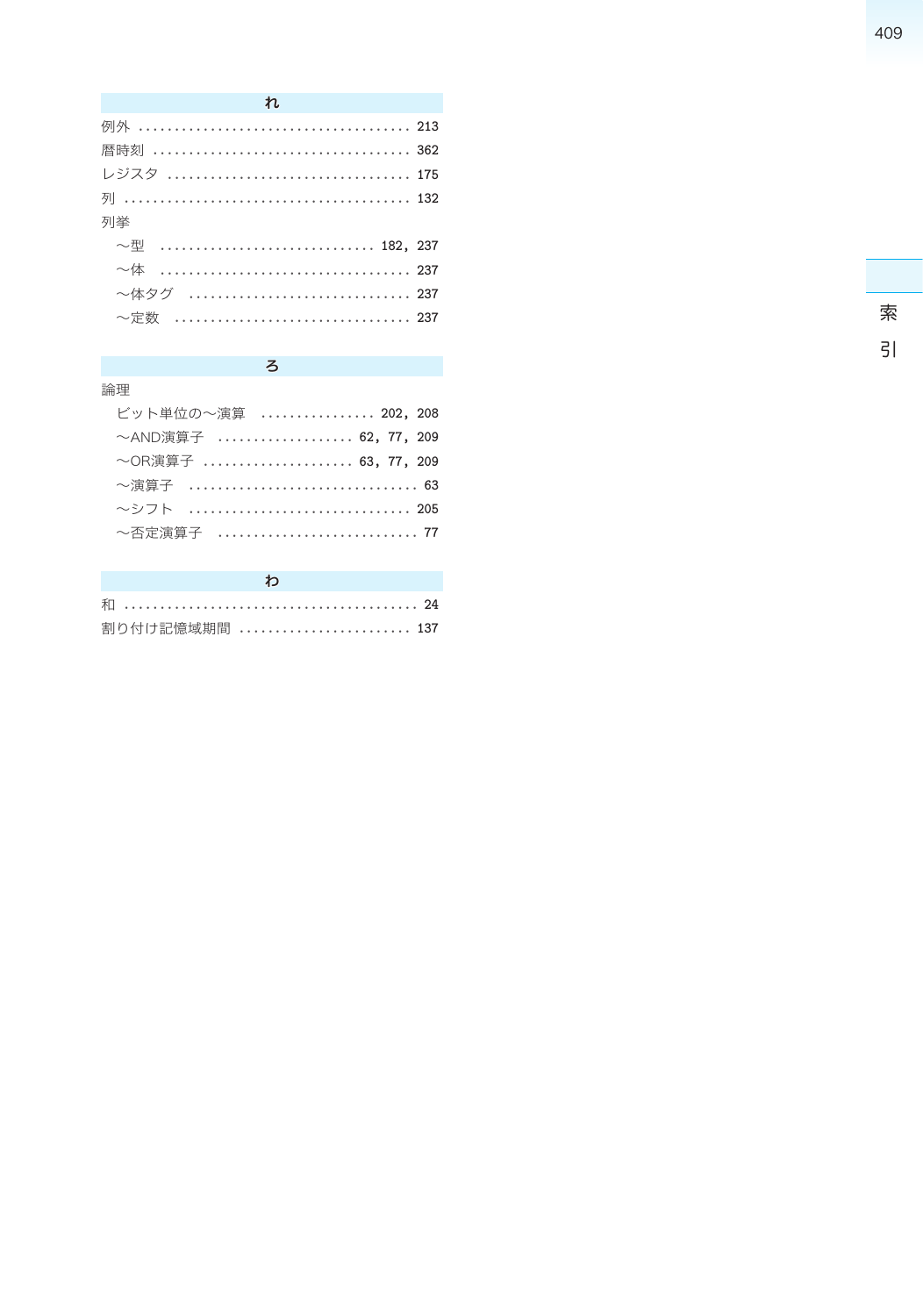## れ

例外 ..................................... 213
暦時刻 .................................. 362
レジスタ ................................ 175
列 ...................................... 132
列挙
　～型 ............................ 182，237
　～体 .................................. 237
　～体タグ .............................. 237
　～定数 ................................ 237

## ろ

論理
　ビット単位の～演算 ................ 202，208
　～AND演算子 ................... 62，77，209
　～OR演算子 .................... 63，77，209
　～演算子 ................................ 63
　～シフト .............................. 205
　～否定演算子 ............................ 77

## わ

和 ........................................ 24
割り付け記憶域期間 ...................... 137